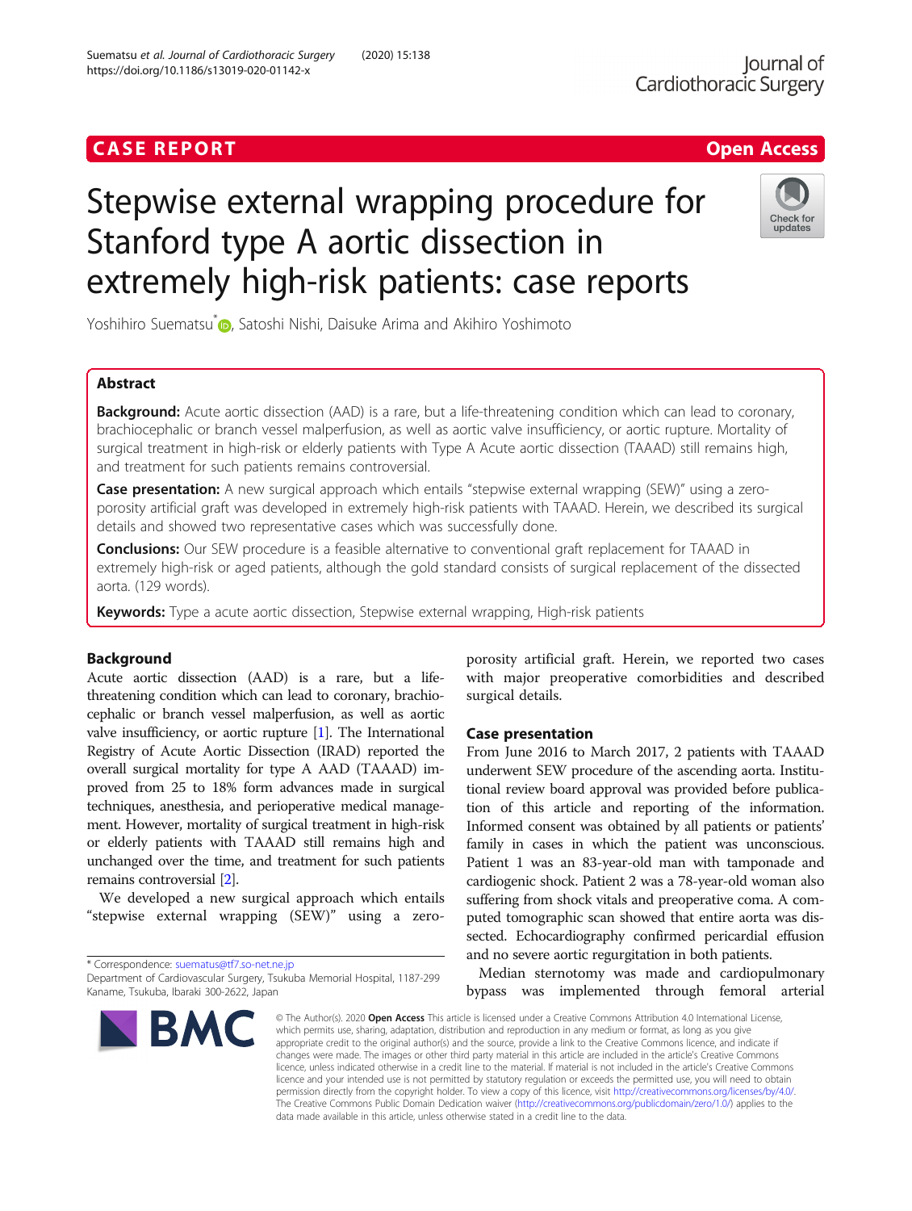CASE REPORT

Open Access

# Stepwise external wrapping procedure for Stanford type A aortic dissection in extremely high-risk patients: case reports

Yoshihiro Suematsu*, Satoshi Nishi, Daisuke Arima and Akihiro Yoshimoto

## Abstract

**Background:** Acute aortic dissection (AAD) is a rare, but a life-threatening condition which can lead to coronary, brachiocephalic or branch vessel malperfusion, as well as aortic valve insufficiency, or aortic rupture. Mortality of surgical treatment in high-risk or elderly patients with Type A Acute aortic dissection (TAAAD) still remains high, and treatment for such patients remains controversial.

**Case presentation:** A new surgical approach which entails "stepwise external wrapping (SEW)" using a zero-porosity artificial graft was developed in extremely high-risk patients with TAAAD. Herein, we described its surgical details and showed two representative cases which was successfully done.

**Conclusions:** Our SEW procedure is a feasible alternative to conventional graft replacement for TAAAD in extremely high-risk or aged patients, although the gold standard consists of surgical replacement of the dissected aorta. (129 words).

**Keywords:** Type a acute aortic dissection, Stepwise external wrapping, High-risk patients

## Background

Acute aortic dissection (AAD) is a rare, but a life-threatening condition which can lead to coronary, brachiocephalic or branch vessel malperfusion, as well as aortic valve insufficiency, or aortic rupture [1]. The International Registry of Acute Aortic Dissection (IRAD) reported the overall surgical mortality for type A AAD (TAAAD) improved from 25 to 18% form advances made in surgical techniques, anesthesia, and perioperative medical management. However, mortality of surgical treatment in high-risk or elderly patients with TAAAD still remains high and unchanged over the time, and treatment for such patients remains controversial [2].

We developed a new surgical approach which entails "stepwise external wrapping (SEW)" using a zero-porosity artificial graft. Herein, we reported two cases with major preoperative comorbidities and described surgical details.

## Case presentation

From June 2016 to March 2017, 2 patients with TAAAD underwent SEW procedure of the ascending aorta. Institutional review board approval was provided before publication of this article and reporting of the information. Informed consent was obtained by all patients or patients' family in cases in which the patient was unconscious. Patient 1 was an 83-year-old man with tamponade and cardiogenic shock. Patient 2 was a 78-year-old woman also suffering from shock vitals and preoperative coma. A computed tomographic scan showed that entire aorta was dissected. Echocardiography confirmed pericardial effusion and no severe aortic regurgitation in both patients.

Median sternotomy was made and cardiopulmonary bypass was implemented through femoral arterial

* Correspondence: suematus@tf7.so-net.ne.jp
Department of Cardiovascular Surgery, Tsukuba Memorial Hospital, 1187-299 Kaname, Tsukuba, Ibaraki 300-2622, Japan

© The Author(s). 2020 **Open Access** This article is licensed under a Creative Commons Attribution 4.0 International License, which permits use, sharing, adaptation, distribution and reproduction in any medium or format, as long as you give appropriate credit to the original author(s) and the source, provide a link to the Creative Commons licence, and indicate if changes were made. The images or other third party material in this article are included in the article's Creative Commons licence, unless indicated otherwise in a credit line to the material. If material is not included in the article's Creative Commons licence and your intended use is not permitted by statutory regulation or exceeds the permitted use, you will need to obtain permission directly from the copyright holder. To view a copy of this licence, visit http://creativecommons.org/licenses/by/4.0/. The Creative Commons Public Domain Dedication waiver (http://creativecommons.org/publicdomain/zero/1.0/) applies to the data made available in this article, unless otherwise stated in a credit line to the data.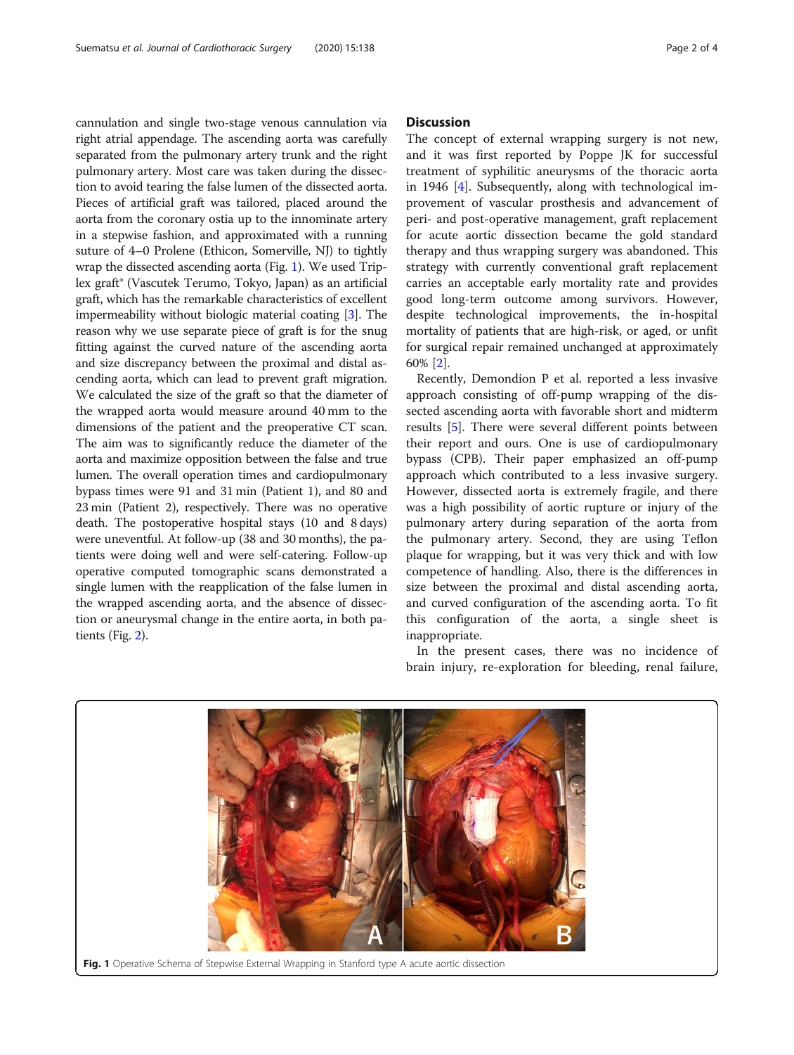cannulation and single two-stage venous cannulation via right atrial appendage. The ascending aorta was carefully separated from the pulmonary artery trunk and the right pulmonary artery. Most care was taken during the dissection to avoid tearing the false lumen of the dissected aorta. Pieces of artificial graft was tailored, placed around the aorta from the coronary ostia up to the innominate artery in a stepwise fashion, and approximated with a running suture of 4–0 Prolene (Ethicon, Somerville, NJ) to tightly wrap the dissected ascending aorta (Fig. 1). We used Triplex graft® (Vascutek Terumo, Tokyo, Japan) as an artificial graft, which has the remarkable characteristics of excellent impermeability without biologic material coating [3]. The reason why we use separate piece of graft is for the snug fitting against the curved nature of the ascending aorta and size discrepancy between the proximal and distal ascending aorta, which can lead to prevent graft migration. We calculated the size of the graft so that the diameter of the wrapped aorta would measure around 40 mm to the dimensions of the patient and the preoperative CT scan. The aim was to significantly reduce the diameter of the aorta and maximize opposition between the false and true lumen. The overall operation times and cardiopulmonary bypass times were 91 and 31 min (Patient 1), and 80 and 23 min (Patient 2), respectively. There was no operative death. The postoperative hospital stays (10 and 8 days) were uneventful. At follow-up (38 and 30 months), the patients were doing well and were self-catering. Follow-up operative computed tomographic scans demonstrated a single lumen with the reapplication of the false lumen in the wrapped ascending aorta, and the absence of dissection or aneurysmal change in the entire aorta, in both patients (Fig. 2).

## Discussion

The concept of external wrapping surgery is not new, and it was first reported by Poppe JK for successful treatment of syphilitic aneurysms of the thoracic aorta in 1946 [4]. Subsequently, along with technological improvement of vascular prosthesis and advancement of peri- and post-operative management, graft replacement for acute aortic dissection became the gold standard therapy and thus wrapping surgery was abandoned. This strategy with currently conventional graft replacement carries an acceptable early mortality rate and provides good long-term outcome among survivors. However, despite technological improvements, the in-hospital mortality of patients that are high-risk, or aged, or unfit for surgical repair remained unchanged at approximately 60% [2].

Recently, Demondion P et al. reported a less invasive approach consisting of off-pump wrapping of the dissected ascending aorta with favorable short and midterm results [5]. There were several different points between their report and ours. One is use of cardiopulmonary bypass (CPB). Their paper emphasized an off-pump approach which contributed to a less invasive surgery. However, dissected aorta is extremely fragile, and there was a high possibility of aortic rupture or injury of the pulmonary artery during separation of the aorta from the pulmonary artery. Second, they are using Teflon plaque for wrapping, but it was very thick and with low competence of handling. Also, there is the differences in size between the proximal and distal ascending aorta, and curved configuration of the ascending aorta. To fit this configuration of the aorta, a single sheet is inappropriate.

In the present cases, there was no incidence of brain injury, re-exploration for bleeding, renal failure,

**Fig. 1** Operative Schema of Stepwise External Wrapping in Stanford type A acute aortic dissection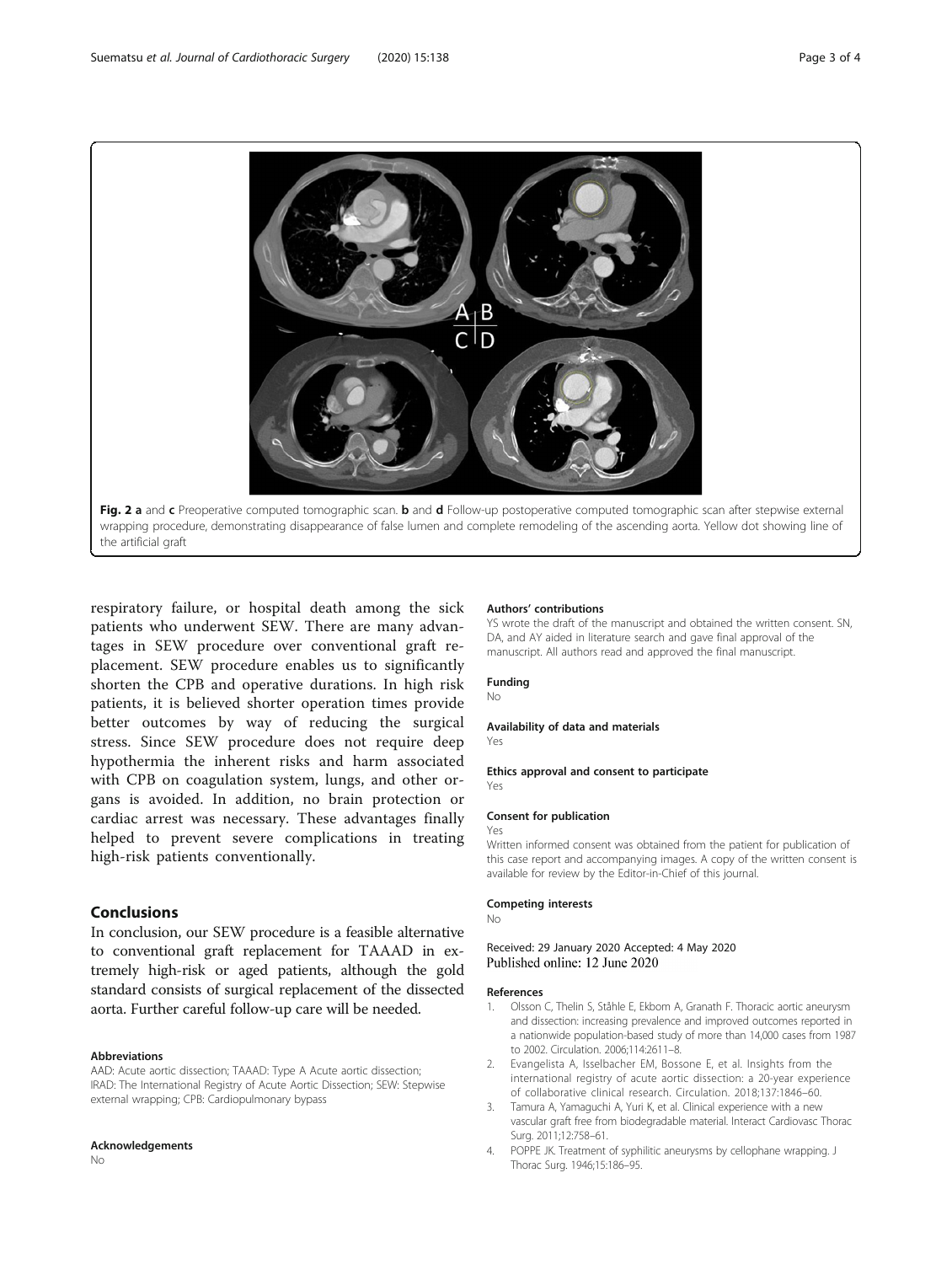Fig. 2 **a** and **c** Preoperative computed tomographic scan. **b** and **d** Follow-up postoperative computed tomographic scan after stepwise external wrapping procedure, demonstrating disappearance of false lumen and complete remodeling of the ascending aorta. Yellow dot showing line of the artificial graft

respiratory failure, or hospital death among the sick patients who underwent SEW. There are many advantages in SEW procedure over conventional graft replacement. SEW procedure enables us to significantly shorten the CPB and operative durations. In high risk patients, it is believed shorter operation times provide better outcomes by way of reducing the surgical stress. Since SEW procedure does not require deep hypothermia the inherent risks and harm associated with CPB on coagulation system, lungs, and other organs is avoided. In addition, no brain protection or cardiac arrest was necessary. These advantages finally helped to prevent severe complications in treating high-risk patients conventionally.

## Conclusions

In conclusion, our SEW procedure is a feasible alternative to conventional graft replacement for TAAAD in extremely high-risk or aged patients, although the gold standard consists of surgical replacement of the dissected aorta. Further careful follow-up care will be needed.

#### Abbreviations

AAD: Acute aortic dissection; TAAAD: Type A Acute aortic dissection; IRAD: The International Registry of Acute Aortic Dissection; SEW: Stepwise external wrapping; CPB: Cardiopulmonary bypass

#### Acknowledgements

No

#### Authors' contributions

YS wrote the draft of the manuscript and obtained the written consent. SN, DA, and AY aided in literature search and gave final approval of the manuscript. All authors read and approved the final manuscript.

#### Funding

No

#### Availability of data and materials

Yes

#### Ethics approval and consent to participate

Yes

#### Consent for publication

Yes

Written informed consent was obtained from the patient for publication of this case report and accompanying images. A copy of the written consent is available for review by the Editor-in-Chief of this journal.

#### Competing interests

No

Received: 29 January 2020 Accepted: 4 May 2020
Published online: 12 June 2020

#### References

1. Olsson C, Thelin S, Ståhle E, Ekbom A, Granath F. Thoracic aortic aneurysm and dissection: increasing prevalence and improved outcomes reported in a nationwide population-based study of more than 14,000 cases from 1987 to 2002. Circulation. 2006;114:2611–8.
2. Evangelista A, Isselbacher EM, Bossone E, et al. Insights from the international registry of acute aortic dissection: a 20-year experience of collaborative clinical research. Circulation. 2018;137:1846–60.
3. Tamura A, Yamaguchi A, Yuri K, et al. Clinical experience with a new vascular graft free from biodegradable material. Interact Cardiovasc Thorac Surg. 2011;12:758–61.
4. POPPE JK. Treatment of syphilitic aneurysms by cellophane wrapping. J Thorac Surg. 1946;15:186–95.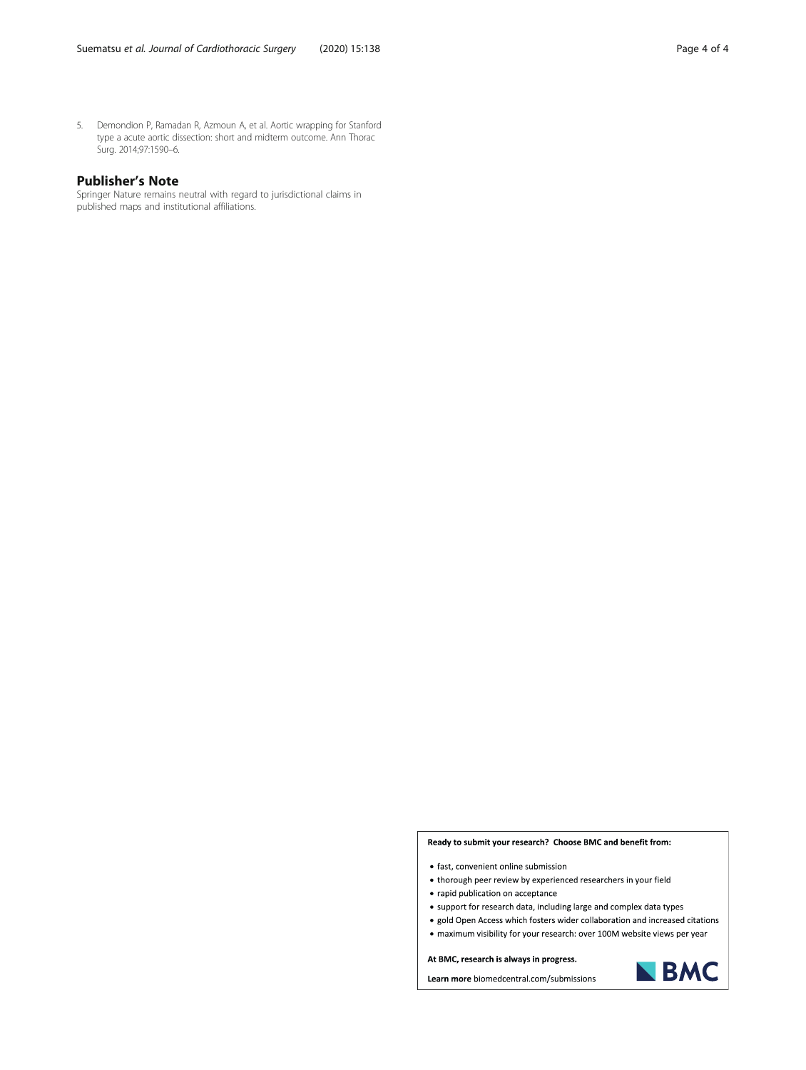5. Demondion P, Ramadan R, Azmoun A, et al. Aortic wrapping for Stanford type a acute aortic dissection: short and midterm outcome. Ann Thorac Surg. 2014;97:1590–6.

## Publisher's Note

Springer Nature remains neutral with regard to jurisdictional claims in published maps and institutional affiliations.

**Ready to submit your research? Choose BMC and benefit from:**

- fast, convenient online submission
- thorough peer review by experienced researchers in your field
- rapid publication on acceptance
- support for research data, including large and complex data types
- gold Open Access which fosters wider collaboration and increased citations
- maximum visibility for your research: over 100M website views per year

**At BMC, research is always in progress.**

**Learn more** biomedcentral.com/submissions

BMC